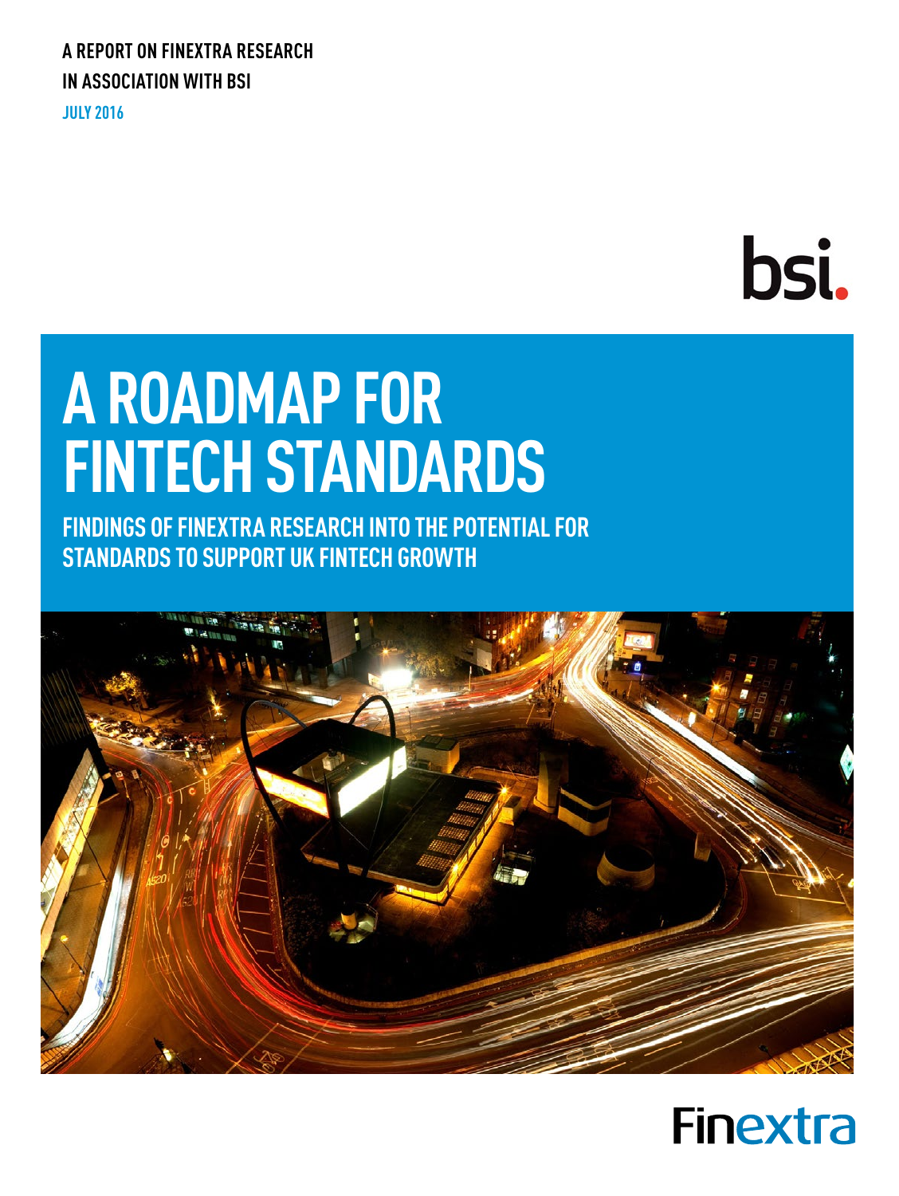A REPORT ON FINEXTRA RESEARCH
IN ASSOCIATION WITH BSI

JULY 2016

bsi.

# A ROADMAP FOR FINTECH STANDARDS

## FINDINGS OF FINEXTRA RESEARCH INTO THE POTENTIAL FOR STANDARDS TO SUPPORT UK FINTECH GROWTH

Finextra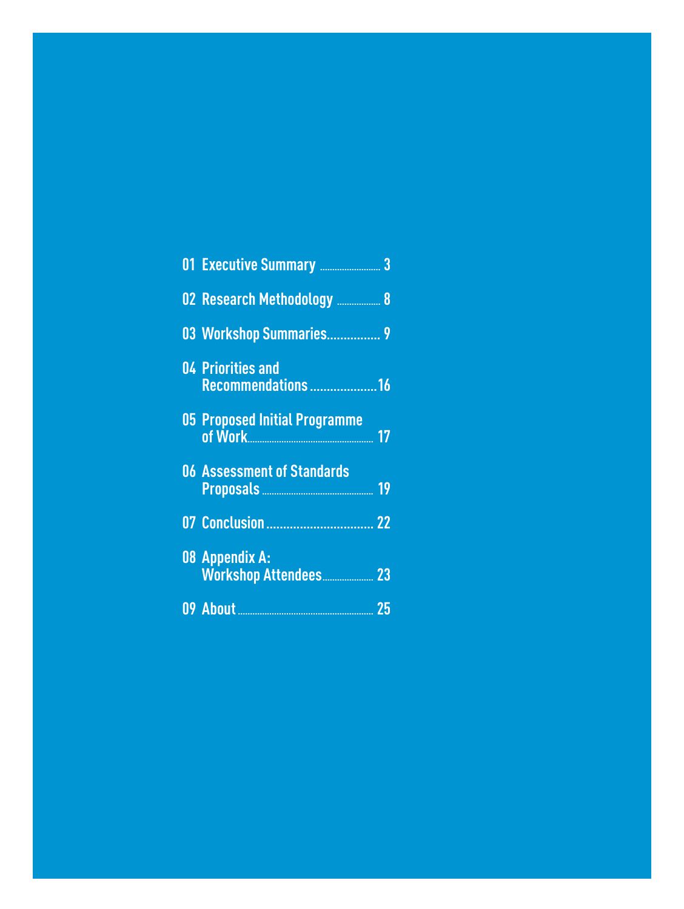- 01 Executive Summary ........................ 3
- 02 Research Methodology ................. 8
- 03 Workshop Summaries................ 9
- 04 Priorities and Recommendations .....................16
- 05 Proposed Initial Programme of Work.................................................... 17
- 06 Assessment of Standards Proposals ............................................. 19
- 07 Conclusion ................................ 22
- 08 Appendix A: Workshop Attendees.................... 23
- 09 About ...................................................... 25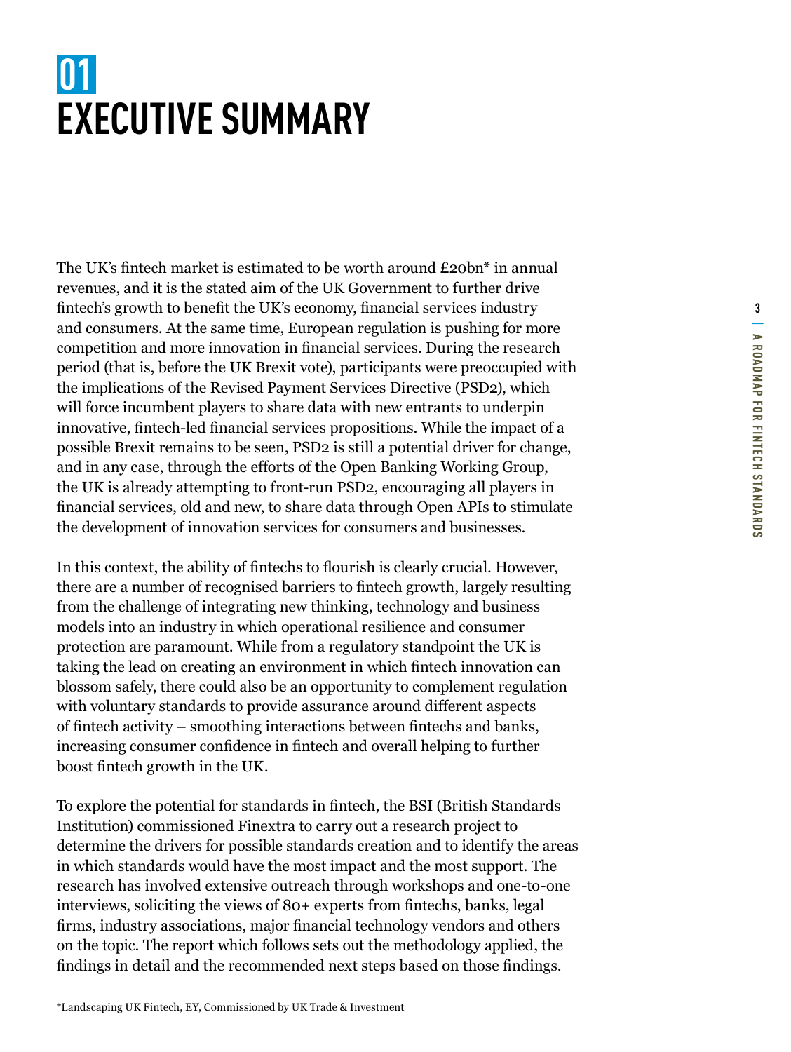# 01 EXECUTIVE SUMMARY

The UK's fintech market is estimated to be worth around £20bn* in annual revenues, and it is the stated aim of the UK Government to further drive fintech's growth to benefit the UK's economy, financial services industry and consumers. At the same time, European regulation is pushing for more competition and more innovation in financial services. During the research period (that is, before the UK Brexit vote), participants were preoccupied with the implications of the Revised Payment Services Directive (PSD2), which will force incumbent players to share data with new entrants to underpin innovative, fintech-led financial services propositions. While the impact of a possible Brexit remains to be seen, PSD2 is still a potential driver for change, and in any case, through the efforts of the Open Banking Working Group, the UK is already attempting to front-run PSD2, encouraging all players in financial services, old and new, to share data through Open APIs to stimulate the development of innovation services for consumers and businesses.

In this context, the ability of fintechs to flourish is clearly crucial. However, there are a number of recognised barriers to fintech growth, largely resulting from the challenge of integrating new thinking, technology and business models into an industry in which operational resilience and consumer protection are paramount. While from a regulatory standpoint the UK is taking the lead on creating an environment in which fintech innovation can blossom safely, there could also be an opportunity to complement regulation with voluntary standards to provide assurance around different aspects of fintech activity – smoothing interactions between fintechs and banks, increasing consumer confidence in fintech and overall helping to further boost fintech growth in the UK.

To explore the potential for standards in fintech, the BSI (British Standards Institution) commissioned Finextra to carry out a research project to determine the drivers for possible standards creation and to identify the areas in which standards would have the most impact and the most support. The research has involved extensive outreach through workshops and one-to-one interviews, soliciting the views of 80+ experts from fintechs, banks, legal firms, industry associations, major financial technology vendors and others on the topic. The report which follows sets out the methodology applied, the findings in detail and the recommended next steps based on those findings.

*Landscaping UK Fintech, EY, Commissioned by UK Trade & Investment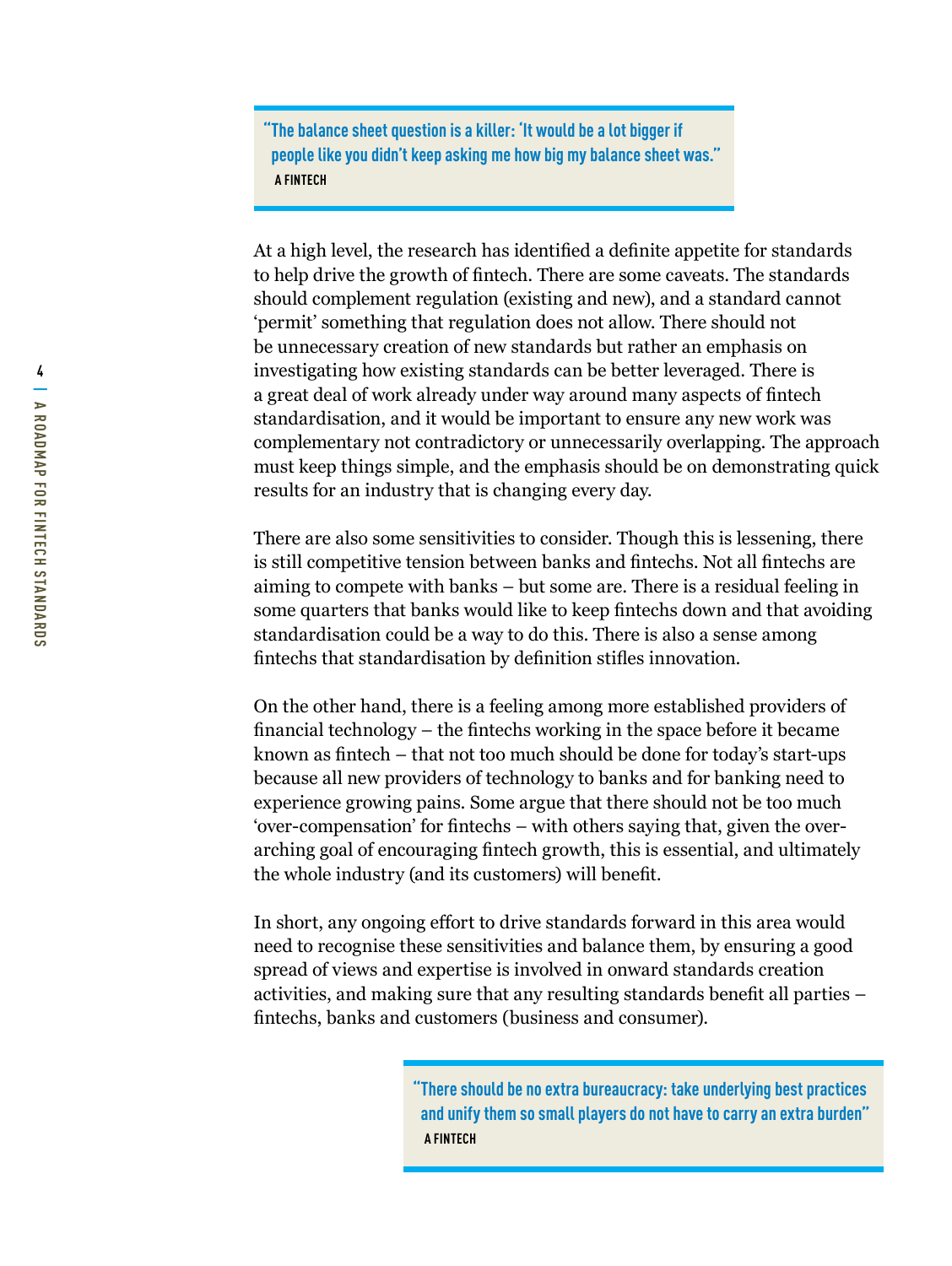> **"The balance sheet question is a killer: 'It would be a lot bigger if people like you didn't keep asking me how big my balance sheet was."**
> **A FINTECH**

At a high level, the research has identified a definite appetite for standards to help drive the growth of fintech. There are some caveats. The standards should complement regulation (existing and new), and a standard cannot 'permit' something that regulation does not allow. There should not be unnecessary creation of new standards but rather an emphasis on investigating how existing standards can be better leveraged. There is a great deal of work already under way around many aspects of fintech standardisation, and it would be important to ensure any new work was complementary not contradictory or unnecessarily overlapping. The approach must keep things simple, and the emphasis should be on demonstrating quick results for an industry that is changing every day.

There are also some sensitivities to consider. Though this is lessening, there is still competitive tension between banks and fintechs. Not all fintechs are aiming to compete with banks – but some are. There is a residual feeling in some quarters that banks would like to keep fintechs down and that avoiding standardisation could be a way to do this. There is also a sense among fintechs that standardisation by definition stifles innovation.

On the other hand, there is a feeling among more established providers of financial technology – the fintechs working in the space before it became known as fintech – that not too much should be done for today's start-ups because all new providers of technology to banks and for banking need to experience growing pains. Some argue that there should not be too much 'over-compensation' for fintechs – with others saying that, given the over-arching goal of encouraging fintech growth, this is essential, and ultimately the whole industry (and its customers) will benefit.

In short, any ongoing effort to drive standards forward in this area would need to recognise these sensitivities and balance them, by ensuring a good spread of views and expertise is involved in onward standards creation activities, and making sure that any resulting standards benefit all parties – fintechs, banks and customers (business and consumer).

> **"There should be no extra bureaucracy: take underlying best practices and unify them so small players do not have to carry an extra burden"**
> **A FINTECH**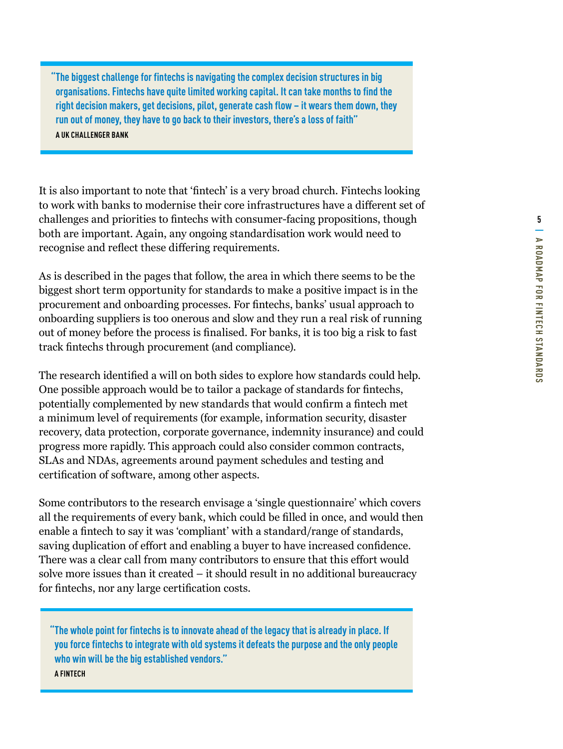> **"The biggest challenge for fintechs is navigating the complex decision structures in big organisations. Fintechs have quite limited working capital. It can take months to find the right decision makers, get decisions, pilot, generate cash flow – it wears them down, they run out of money, they have to go back to their investors, there's a loss of faith"**
>
> **A UK CHALLENGER BANK**

It is also important to note that 'fintech' is a very broad church. Fintechs looking to work with banks to modernise their core infrastructures have a different set of challenges and priorities to fintechs with consumer-facing propositions, though both are important. Again, any ongoing standardisation work would need to recognise and reflect these differing requirements.

As is described in the pages that follow, the area in which there seems to be the biggest short term opportunity for standards to make a positive impact is in the procurement and onboarding processes. For fintechs, banks' usual approach to onboarding suppliers is too onerous and slow and they run a real risk of running out of money before the process is finalised. For banks, it is too big a risk to fast track fintechs through procurement (and compliance).

The research identified a will on both sides to explore how standards could help. One possible approach would be to tailor a package of standards for fintechs, potentially complemented by new standards that would confirm a fintech met a minimum level of requirements (for example, information security, disaster recovery, data protection, corporate governance, indemnity insurance) and could progress more rapidly. This approach could also consider common contracts, SLAs and NDAs, agreements around payment schedules and testing and certification of software, among other aspects.

Some contributors to the research envisage a 'single questionnaire' which covers all the requirements of every bank, which could be filled in once, and would then enable a fintech to say it was 'compliant' with a standard/range of standards, saving duplication of effort and enabling a buyer to have increased confidence. There was a clear call from many contributors to ensure that this effort would solve more issues than it created – it should result in no additional bureaucracy for fintechs, nor any large certification costs.

> **"The whole point for fintechs is to innovate ahead of the legacy that is already in place. If you force fintechs to integrate with old systems it defeats the purpose and the only people who win will be the big established vendors."**
>
> **A FINTECH**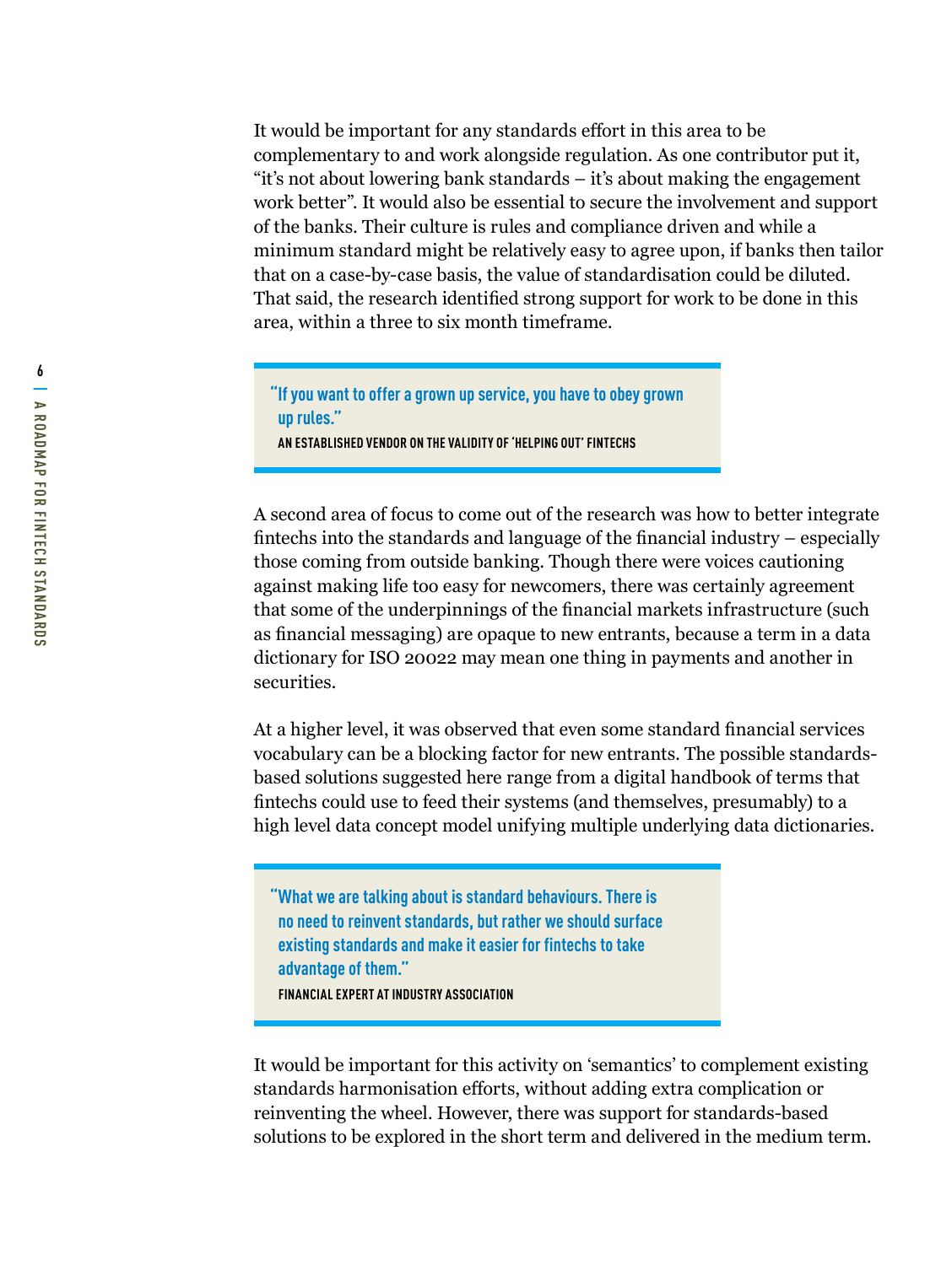It would be important for any standards effort in this area to be complementary to and work alongside regulation. As one contributor put it, "it's not about lowering bank standards – it's about making the engagement work better". It would also be essential to secure the involvement and support of the banks. Their culture is rules and compliance driven and while a minimum standard might be relatively easy to agree upon, if banks then tailor that on a case-by-case basis, the value of standardisation could be diluted. That said, the research identified strong support for work to be done in this area, within a three to six month timeframe.

> **"If you want to offer a grown up service, you have to obey grown up rules."**
>
> AN ESTABLISHED VENDOR ON THE VALIDITY OF 'HELPING OUT' FINTECHS

A second area of focus to come out of the research was how to better integrate fintechs into the standards and language of the financial industry – especially those coming from outside banking. Though there were voices cautioning against making life too easy for newcomers, there was certainly agreement that some of the underpinnings of the financial markets infrastructure (such as financial messaging) are opaque to new entrants, because a term in a data dictionary for ISO 20022 may mean one thing in payments and another in securities.

At a higher level, it was observed that even some standard financial services vocabulary can be a blocking factor for new entrants. The possible standards-based solutions suggested here range from a digital handbook of terms that fintechs could use to feed their systems (and themselves, presumably) to a high level data concept model unifying multiple underlying data dictionaries.

> **"What we are talking about is standard behaviours. There is no need to reinvent standards, but rather we should surface existing standards and make it easier for fintechs to take advantage of them."**
>
> FINANCIAL EXPERT AT INDUSTRY ASSOCIATION

It would be important for this activity on 'semantics' to complement existing standards harmonisation efforts, without adding extra complication or reinventing the wheel. However, there was support for standards-based solutions to be explored in the short term and delivered in the medium term.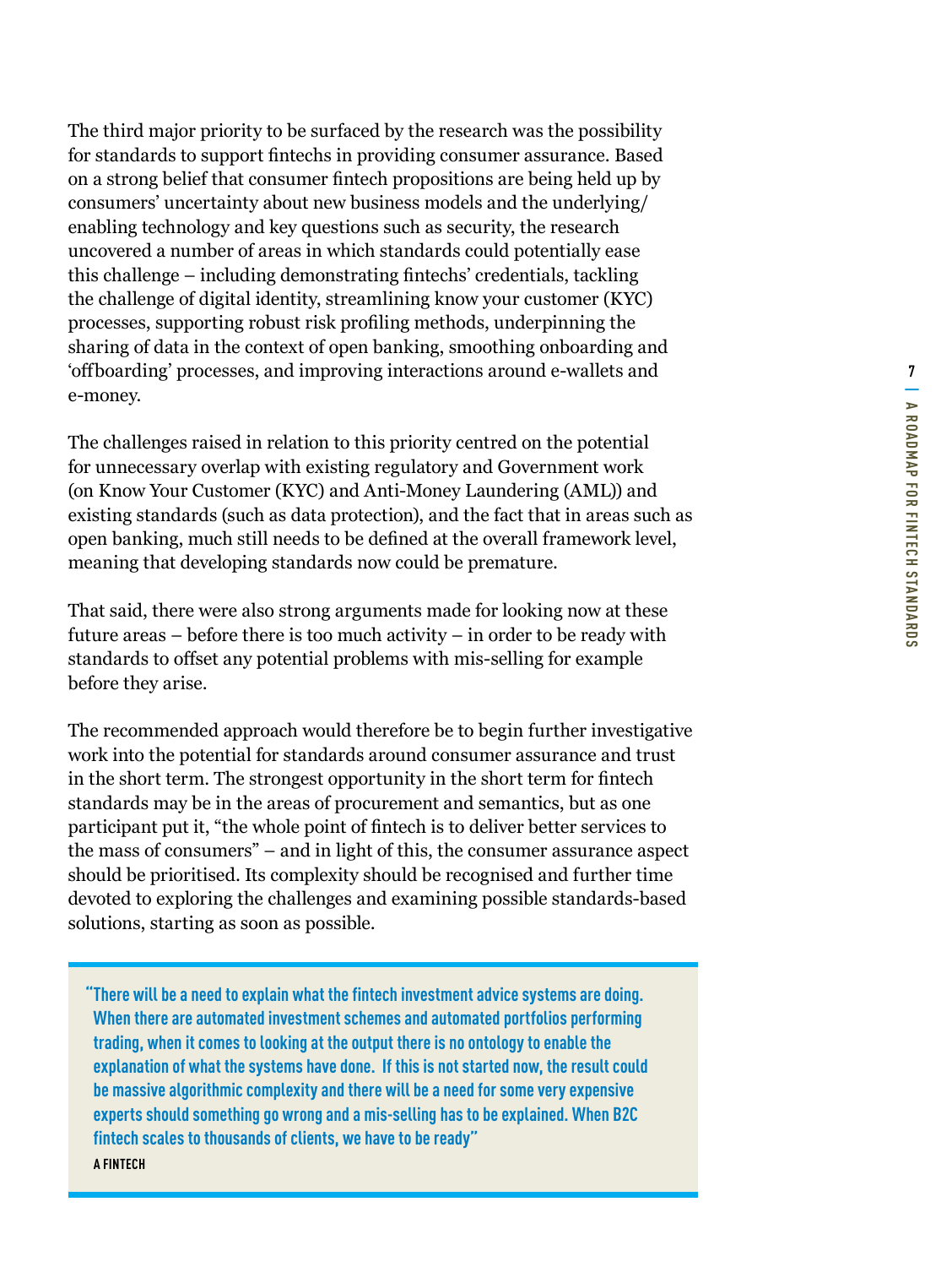The third major priority to be surfaced by the research was the possibility for standards to support fintechs in providing consumer assurance. Based on a strong belief that consumer fintech propositions are being held up by consumers' uncertainty about new business models and the underlying/enabling technology and key questions such as security, the research uncovered a number of areas in which standards could potentially ease this challenge – including demonstrating fintechs' credentials, tackling the challenge of digital identity, streamlining know your customer (KYC) processes, supporting robust risk profiling methods, underpinning the sharing of data in the context of open banking, smoothing onboarding and 'offboarding' processes, and improving interactions around e-wallets and e-money.

The challenges raised in relation to this priority centred on the potential for unnecessary overlap with existing regulatory and Government work (on Know Your Customer (KYC) and Anti-Money Laundering (AML)) and existing standards (such as data protection), and the fact that in areas such as open banking, much still needs to be defined at the overall framework level, meaning that developing standards now could be premature.

That said, there were also strong arguments made for looking now at these future areas – before there is too much activity – in order to be ready with standards to offset any potential problems with mis-selling for example before they arise.

The recommended approach would therefore be to begin further investigative work into the potential for standards around consumer assurance and trust in the short term. The strongest opportunity in the short term for fintech standards may be in the areas of procurement and semantics, but as one participant put it, "the whole point of fintech is to deliver better services to the mass of consumers" – and in light of this, the consumer assurance aspect should be prioritised. Its complexity should be recognised and further time devoted to exploring the challenges and examining possible standards-based solutions, starting as soon as possible.

> **"There will be a need to explain what the fintech investment advice systems are doing. When there are automated investment schemes and automated portfolios performing trading, when it comes to looking at the output there is no ontology to enable the explanation of what the systems have done. If this is not started now, the result could be massive algorithmic complexity and there will be a need for some very expensive experts should something go wrong and a mis-selling has to be explained. When B2C fintech scales to thousands of clients, we have to be ready"**
>
> **A FINTECH**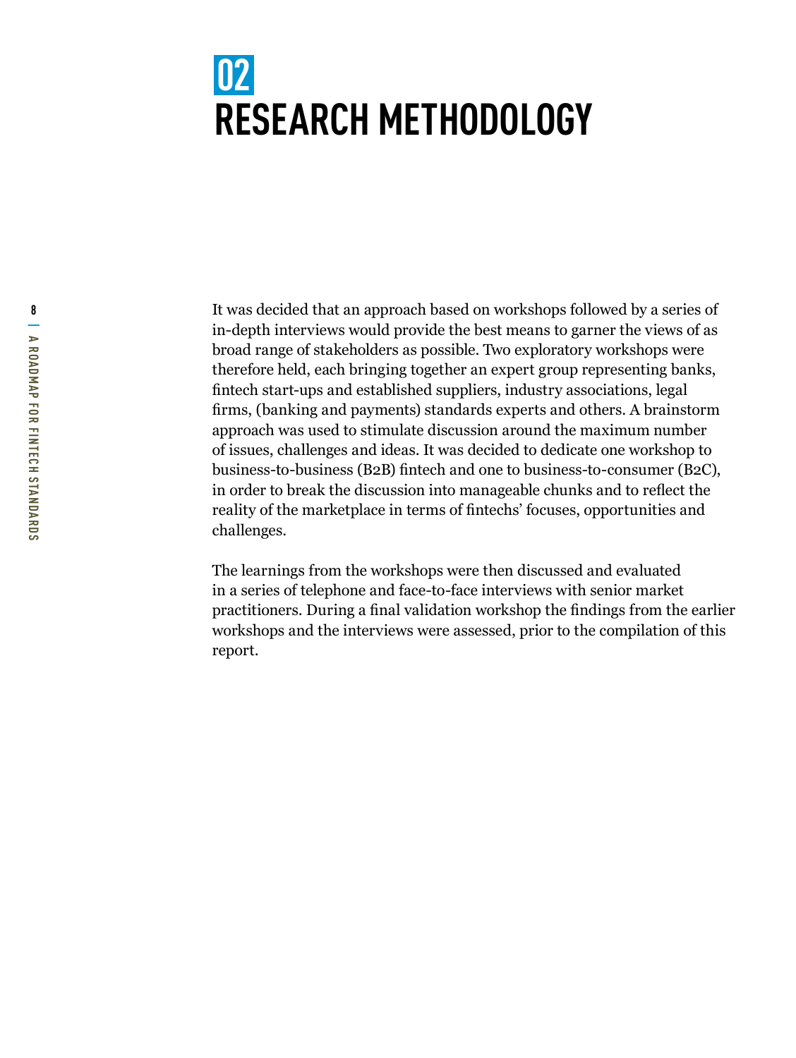# 02 RESEARCH METHODOLOGY

It was decided that an approach based on workshops followed by a series of in-depth interviews would provide the best means to garner the views of as broad range of stakeholders as possible. Two exploratory workshops were therefore held, each bringing together an expert group representing banks, fintech start-ups and established suppliers, industry associations, legal firms, (banking and payments) standards experts and others. A brainstorm approach was used to stimulate discussion around the maximum number of issues, challenges and ideas. It was decided to dedicate one workshop to business-to-business (B2B) fintech and one to business-to-consumer (B2C), in order to break the discussion into manageable chunks and to reflect the reality of the marketplace in terms of fintechs' focuses, opportunities and challenges.

The learnings from the workshops were then discussed and evaluated in a series of telephone and face-to-face interviews with senior market practitioners. During a final validation workshop the findings from the earlier workshops and the interviews were assessed, prior to the compilation of this report.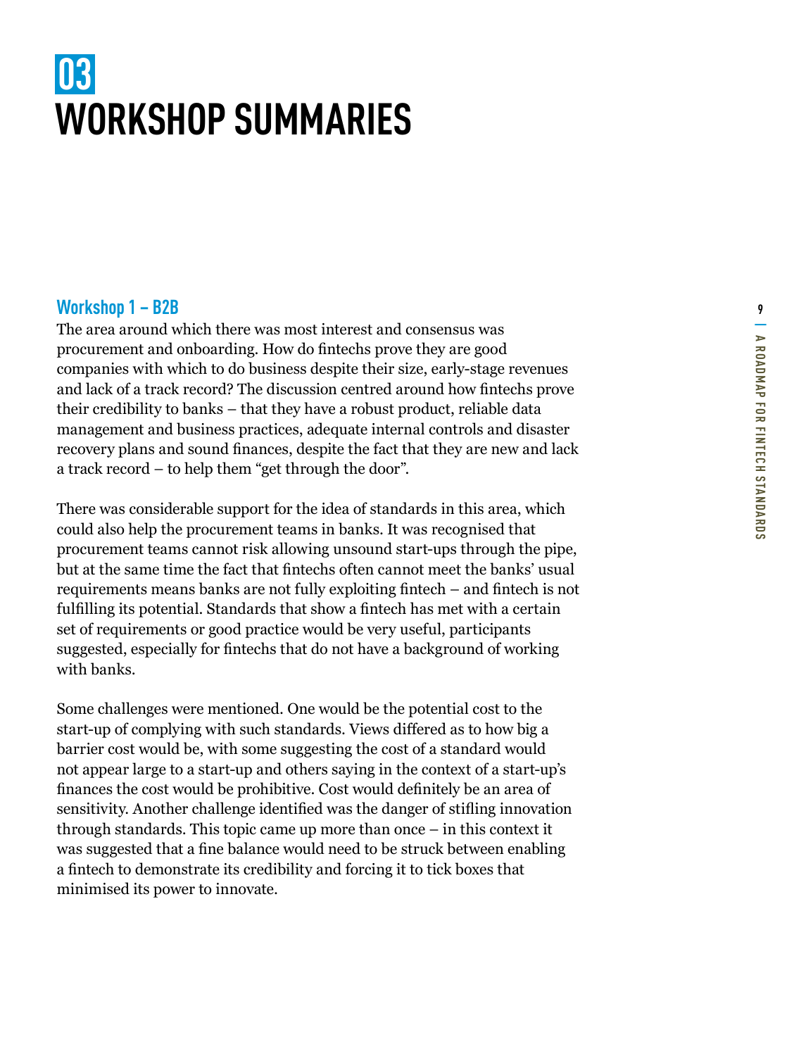# 03 WORKSHOP SUMMARIES

## Workshop 1 – B2B

The area around which there was most interest and consensus was procurement and onboarding. How do fintechs prove they are good companies with which to do business despite their size, early-stage revenues and lack of a track record? The discussion centred around how fintechs prove their credibility to banks – that they have a robust product, reliable data management and business practices, adequate internal controls and disaster recovery plans and sound finances, despite the fact that they are new and lack a track record – to help them "get through the door".

There was considerable support for the idea of standards in this area, which could also help the procurement teams in banks. It was recognised that procurement teams cannot risk allowing unsound start-ups through the pipe, but at the same time the fact that fintechs often cannot meet the banks' usual requirements means banks are not fully exploiting fintech – and fintech is not fulfilling its potential. Standards that show a fintech has met with a certain set of requirements or good practice would be very useful, participants suggested, especially for fintechs that do not have a background of working with banks.

Some challenges were mentioned. One would be the potential cost to the start-up of complying with such standards. Views differed as to how big a barrier cost would be, with some suggesting the cost of a standard would not appear large to a start-up and others saying in the context of a start-up's finances the cost would be prohibitive. Cost would definitely be an area of sensitivity. Another challenge identified was the danger of stifling innovation through standards. This topic came up more than once – in this context it was suggested that a fine balance would need to be struck between enabling a fintech to demonstrate its credibility and forcing it to tick boxes that minimised its power to innovate.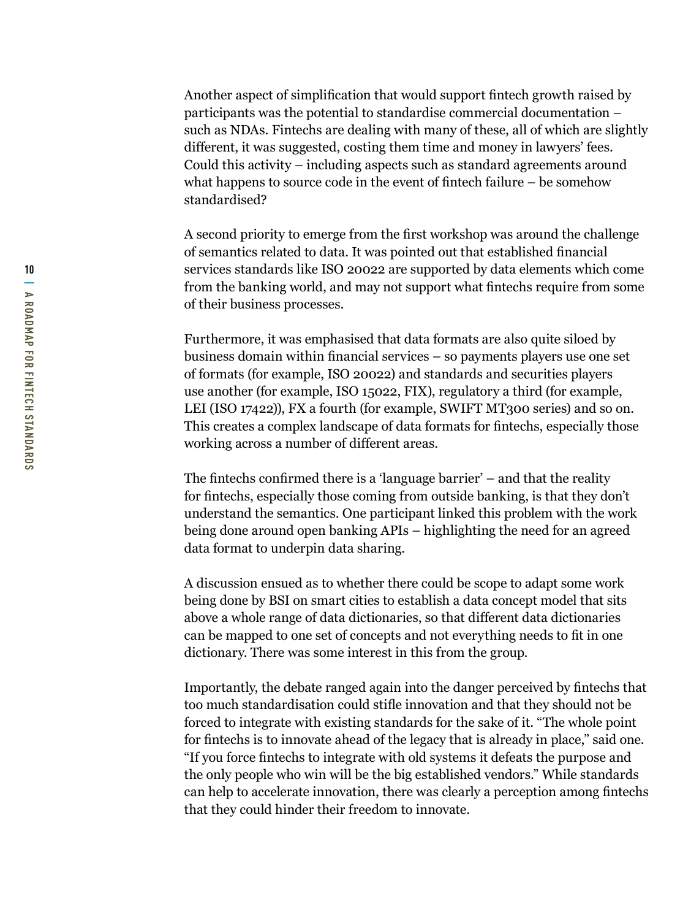Another aspect of simplification that would support fintech growth raised by participants was the potential to standardise commercial documentation – such as NDAs. Fintechs are dealing with many of these, all of which are slightly different, it was suggested, costing them time and money in lawyers' fees. Could this activity – including aspects such as standard agreements around what happens to source code in the event of fintech failure – be somehow standardised?

A second priority to emerge from the first workshop was around the challenge of semantics related to data. It was pointed out that established financial services standards like ISO 20022 are supported by data elements which come from the banking world, and may not support what fintechs require from some of their business processes.

Furthermore, it was emphasised that data formats are also quite siloed by business domain within financial services – so payments players use one set of formats (for example, ISO 20022) and standards and securities players use another (for example, ISO 15022, FIX), regulatory a third (for example, LEI (ISO 17422)), FX a fourth (for example, SWIFT MT300 series) and so on. This creates a complex landscape of data formats for fintechs, especially those working across a number of different areas.

The fintechs confirmed there is a 'language barrier' – and that the reality for fintechs, especially those coming from outside banking, is that they don't understand the semantics. One participant linked this problem with the work being done around open banking APIs – highlighting the need for an agreed data format to underpin data sharing.

A discussion ensued as to whether there could be scope to adapt some work being done by BSI on smart cities to establish a data concept model that sits above a whole range of data dictionaries, so that different data dictionaries can be mapped to one set of concepts and not everything needs to fit in one dictionary. There was some interest in this from the group.

Importantly, the debate ranged again into the danger perceived by fintechs that too much standardisation could stifle innovation and that they should not be forced to integrate with existing standards for the sake of it. "The whole point for fintechs is to innovate ahead of the legacy that is already in place," said one. "If you force fintechs to integrate with old systems it defeats the purpose and the only people who win will be the big established vendors." While standards can help to accelerate innovation, there was clearly a perception among fintechs that they could hinder their freedom to innovate.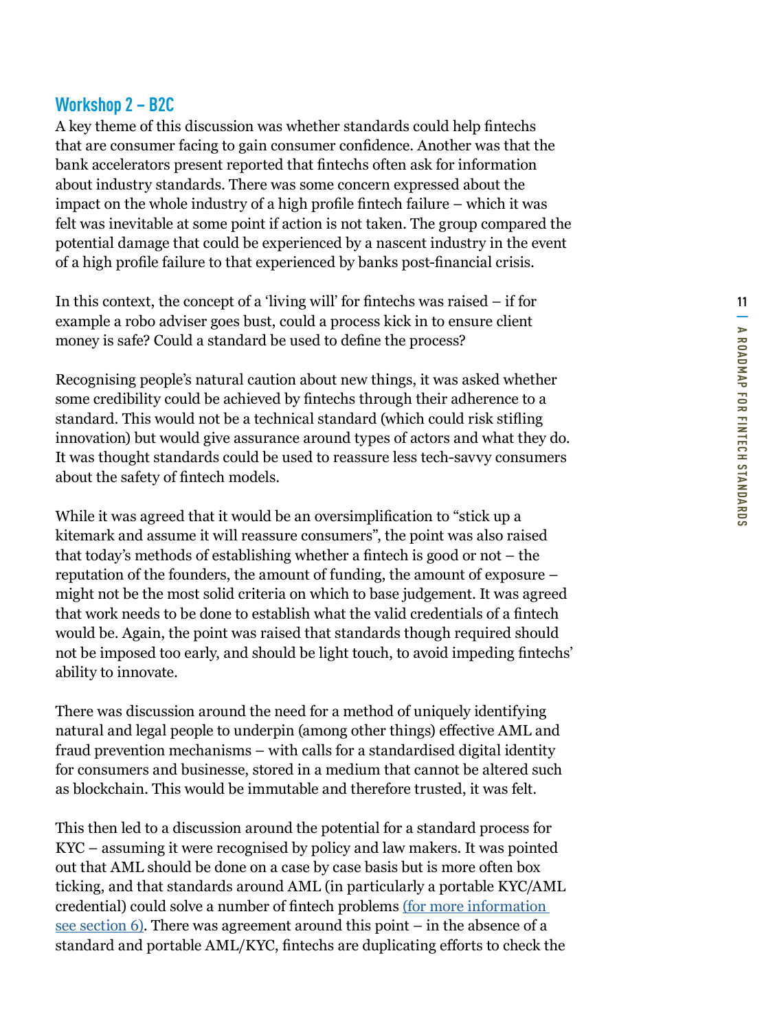## Workshop 2 – B2C

A key theme of this discussion was whether standards could help fintechs that are consumer facing to gain consumer confidence. Another was that the bank accelerators present reported that fintechs often ask for information about industry standards. There was some concern expressed about the impact on the whole industry of a high profile fintech failure – which it was felt was inevitable at some point if action is not taken. The group compared the potential damage that could be experienced by a nascent industry in the event of a high profile failure to that experienced by banks post-financial crisis.

In this context, the concept of a 'living will' for fintechs was raised – if for example a robo adviser goes bust, could a process kick in to ensure client money is safe? Could a standard be used to define the process?

Recognising people's natural caution about new things, it was asked whether some credibility could be achieved by fintechs through their adherence to a standard. This would not be a technical standard (which could risk stifling innovation) but would give assurance around types of actors and what they do. It was thought standards could be used to reassure less tech-savvy consumers about the safety of fintech models.

While it was agreed that it would be an oversimplification to "stick up a kitemark and assume it will reassure consumers", the point was also raised that today's methods of establishing whether a fintech is good or not – the reputation of the founders, the amount of funding, the amount of exposure – might not be the most solid criteria on which to base judgement. It was agreed that work needs to be done to establish what the valid credentials of a fintech would be. Again, the point was raised that standards though required should not be imposed too early, and should be light touch, to avoid impeding fintechs' ability to innovate.

There was discussion around the need for a method of uniquely identifying natural and legal people to underpin (among other things) effective AML and fraud prevention mechanisms – with calls for a standardised digital identity for consumers and businesse, stored in a medium that cannot be altered such as blockchain. This would be immutable and therefore trusted, it was felt.

This then led to a discussion around the potential for a standard process for KYC – assuming it were recognised by policy and law makers. It was pointed out that AML should be done on a case by case basis but is more often box ticking, and that standards around AML (in particularly a portable KYC/AML credential) could solve a number of fintech problems (for more information see section 6). There was agreement around this point – in the absence of a standard and portable AML/KYC, fintechs are duplicating efforts to check the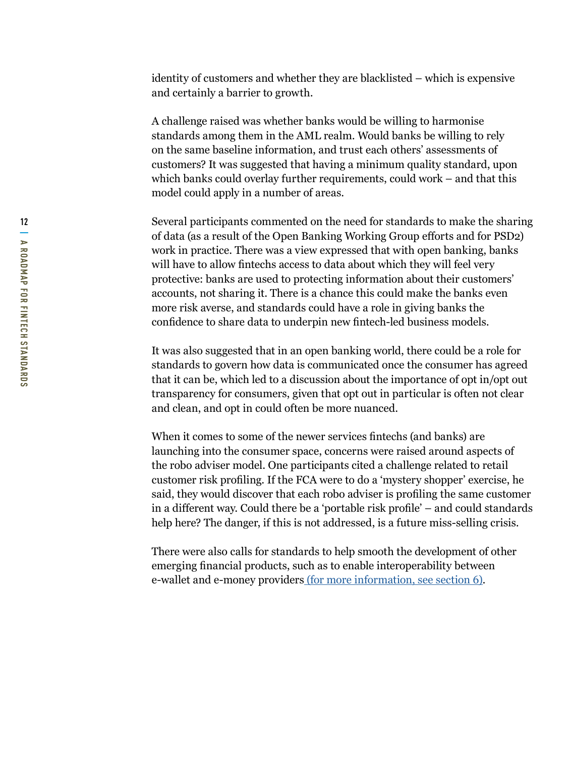identity of customers and whether they are blacklisted – which is expensive and certainly a barrier to growth.

A challenge raised was whether banks would be willing to harmonise standards among them in the AML realm. Would banks be willing to rely on the same baseline information, and trust each others' assessments of customers? It was suggested that having a minimum quality standard, upon which banks could overlay further requirements, could work – and that this model could apply in a number of areas.

Several participants commented on the need for standards to make the sharing of data (as a result of the Open Banking Working Group efforts and for PSD2) work in practice. There was a view expressed that with open banking, banks will have to allow fintechs access to data about which they will feel very protective: banks are used to protecting information about their customers' accounts, not sharing it. There is a chance this could make the banks even more risk averse, and standards could have a role in giving banks the confidence to share data to underpin new fintech-led business models.

It was also suggested that in an open banking world, there could be a role for standards to govern how data is communicated once the consumer has agreed that it can be, which led to a discussion about the importance of opt in/opt out transparency for consumers, given that opt out in particular is often not clear and clean, and opt in could often be more nuanced.

When it comes to some of the newer services fintechs (and banks) are launching into the consumer space, concerns were raised around aspects of the robo adviser model. One participants cited a challenge related to retail customer risk profiling. If the FCA were to do a 'mystery shopper' exercise, he said, they would discover that each robo adviser is profiling the same customer in a different way. Could there be a 'portable risk profile' – and could standards help here? The danger, if this is not addressed, is a future miss-selling crisis.

There were also calls for standards to help smooth the development of other emerging financial products, such as to enable interoperability between e-wallet and e-money providers (for more information, see section 6).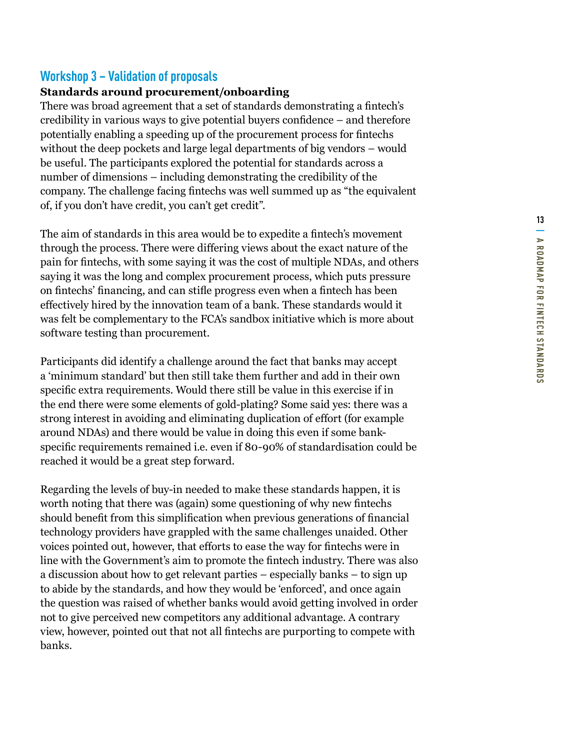## Workshop 3 – Validation of proposals

### Standards around procurement/onboarding

There was broad agreement that a set of standards demonstrating a fintech's credibility in various ways to give potential buyers confidence – and therefore potentially enabling a speeding up of the procurement process for fintechs without the deep pockets and large legal departments of big vendors – would be useful. The participants explored the potential for standards across a number of dimensions – including demonstrating the credibility of the company. The challenge facing fintechs was well summed up as "the equivalent of, if you don't have credit, you can't get credit".

The aim of standards in this area would be to expedite a fintech's movement through the process. There were differing views about the exact nature of the pain for fintechs, with some saying it was the cost of multiple NDAs, and others saying it was the long and complex procurement process, which puts pressure on fintechs' financing, and can stifle progress even when a fintech has been effectively hired by the innovation team of a bank. These standards would it was felt be complementary to the FCA's sandbox initiative which is more about software testing than procurement.

Participants did identify a challenge around the fact that banks may accept a 'minimum standard' but then still take them further and add in their own specific extra requirements. Would there still be value in this exercise if in the end there were some elements of gold-plating? Some said yes: there was a strong interest in avoiding and eliminating duplication of effort (for example around NDAs) and there would be value in doing this even if some bank-specific requirements remained i.e. even if 80-90% of standardisation could be reached it would be a great step forward.

Regarding the levels of buy-in needed to make these standards happen, it is worth noting that there was (again) some questioning of why new fintechs should benefit from this simplification when previous generations of financial technology providers have grappled with the same challenges unaided. Other voices pointed out, however, that efforts to ease the way for fintechs were in line with the Government's aim to promote the fintech industry. There was also a discussion about how to get relevant parties – especially banks – to sign up to abide by the standards, and how they would be 'enforced', and once again the question was raised of whether banks would avoid getting involved in order not to give perceived new competitors any additional advantage. A contrary view, however, pointed out that not all fintechs are purporting to compete with banks.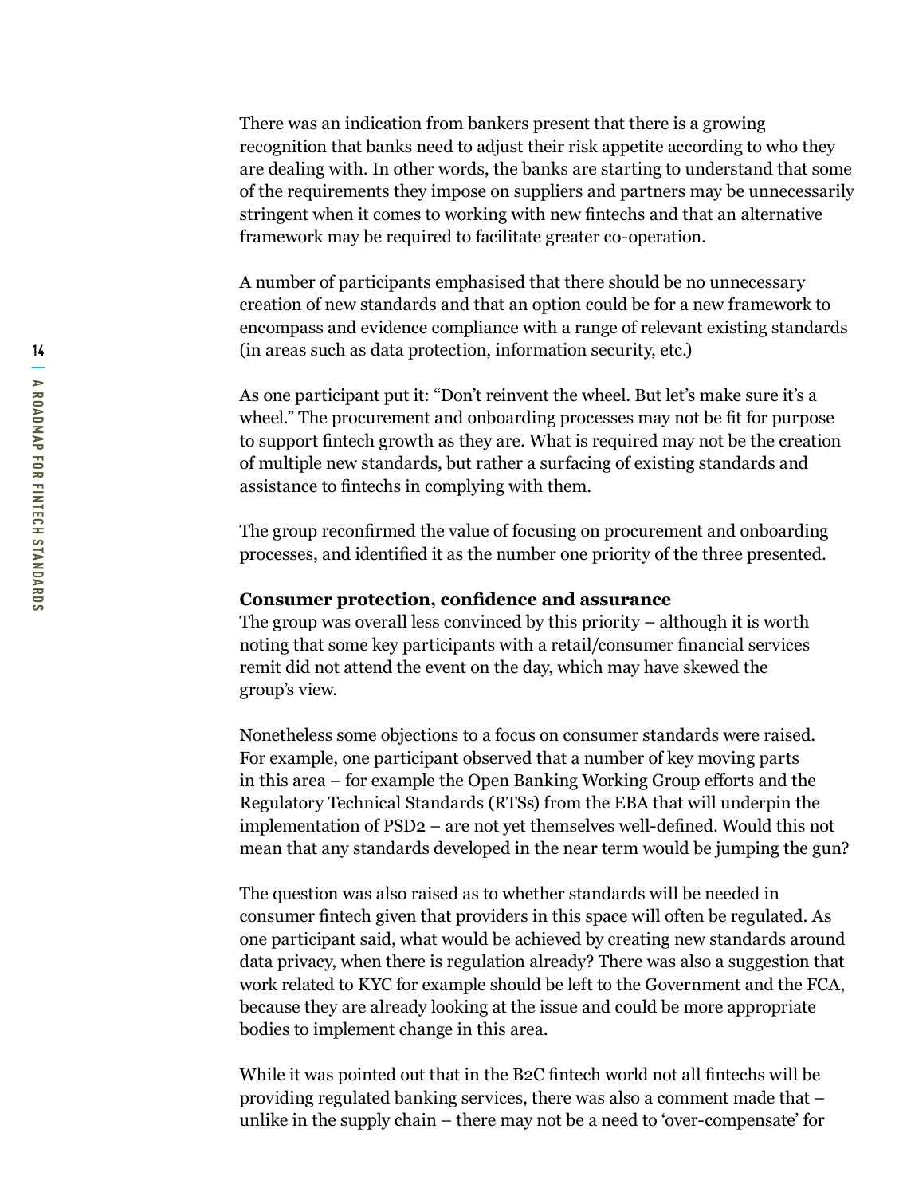There was an indication from bankers present that there is a growing recognition that banks need to adjust their risk appetite according to who they are dealing with. In other words, the banks are starting to understand that some of the requirements they impose on suppliers and partners may be unnecessarily stringent when it comes to working with new fintechs and that an alternative framework may be required to facilitate greater co-operation.

A number of participants emphasised that there should be no unnecessary creation of new standards and that an option could be for a new framework to encompass and evidence compliance with a range of relevant existing standards (in areas such as data protection, information security, etc.)

As one participant put it: "Don't reinvent the wheel. But let's make sure it's a wheel." The procurement and onboarding processes may not be fit for purpose to support fintech growth as they are. What is required may not be the creation of multiple new standards, but rather a surfacing of existing standards and assistance to fintechs in complying with them.

The group reconfirmed the value of focusing on procurement and onboarding processes, and identified it as the number one priority of the three presented.

**Consumer protection, confidence and assurance**

The group was overall less convinced by this priority – although it is worth noting that some key participants with a retail/consumer financial services remit did not attend the event on the day, which may have skewed the group's view.

Nonetheless some objections to a focus on consumer standards were raised. For example, one participant observed that a number of key moving parts in this area – for example the Open Banking Working Group efforts and the Regulatory Technical Standards (RTSs) from the EBA that will underpin the implementation of PSD2 – are not yet themselves well-defined. Would this not mean that any standards developed in the near term would be jumping the gun?

The question was also raised as to whether standards will be needed in consumer fintech given that providers in this space will often be regulated. As one participant said, what would be achieved by creating new standards around data privacy, when there is regulation already? There was also a suggestion that work related to KYC for example should be left to the Government and the FCA, because they are already looking at the issue and could be more appropriate bodies to implement change in this area.

While it was pointed out that in the B2C fintech world not all fintechs will be providing regulated banking services, there was also a comment made that – unlike in the supply chain – there may not be a need to 'over-compensate' for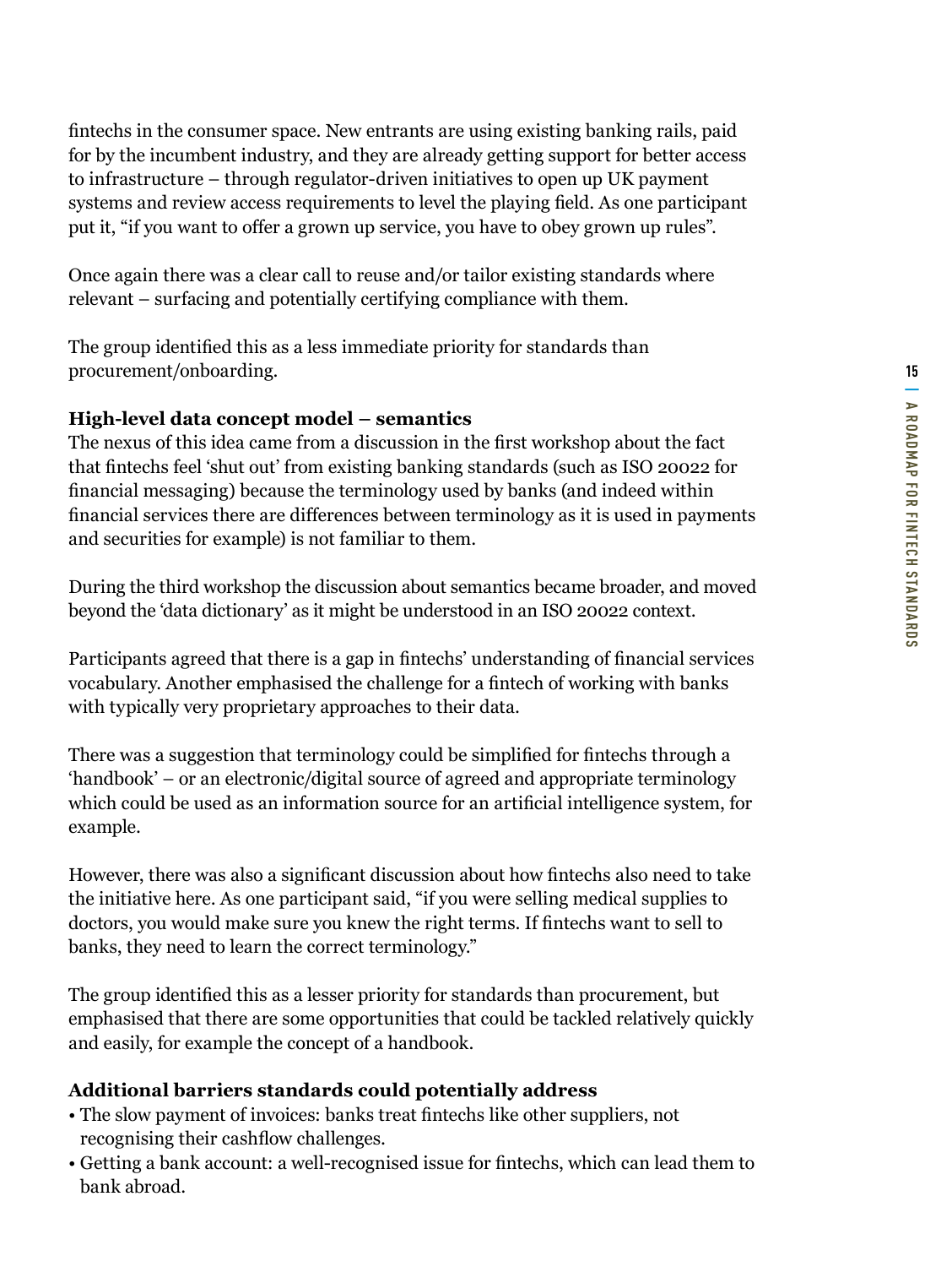fintechs in the consumer space. New entrants are using existing banking rails, paid for by the incumbent industry, and they are already getting support for better access to infrastructure – through regulator-driven initiatives to open up UK payment systems and review access requirements to level the playing field. As one participant put it, "if you want to offer a grown up service, you have to obey grown up rules".

Once again there was a clear call to reuse and/or tailor existing standards where relevant – surfacing and potentially certifying compliance with them.

The group identified this as a less immediate priority for standards than procurement/onboarding.

**High-level data concept model – semantics**

The nexus of this idea came from a discussion in the first workshop about the fact that fintechs feel 'shut out' from existing banking standards (such as ISO 20022 for financial messaging) because the terminology used by banks (and indeed within financial services there are differences between terminology as it is used in payments and securities for example) is not familiar to them.

During the third workshop the discussion about semantics became broader, and moved beyond the 'data dictionary' as it might be understood in an ISO 20022 context.

Participants agreed that there is a gap in fintechs' understanding of financial services vocabulary. Another emphasised the challenge for a fintech of working with banks with typically very proprietary approaches to their data.

There was a suggestion that terminology could be simplified for fintechs through a 'handbook' – or an electronic/digital source of agreed and appropriate terminology which could be used as an information source for an artificial intelligence system, for example.

However, there was also a significant discussion about how fintechs also need to take the initiative here. As one participant said, "if you were selling medical supplies to doctors, you would make sure you knew the right terms. If fintechs want to sell to banks, they need to learn the correct terminology."

The group identified this as a lesser priority for standards than procurement, but emphasised that there are some opportunities that could be tackled relatively quickly and easily, for example the concept of a handbook.

**Additional barriers standards could potentially address**

- The slow payment of invoices: banks treat fintechs like other suppliers, not recognising their cashflow challenges.
- Getting a bank account: a well-recognised issue for fintechs, which can lead them to bank abroad.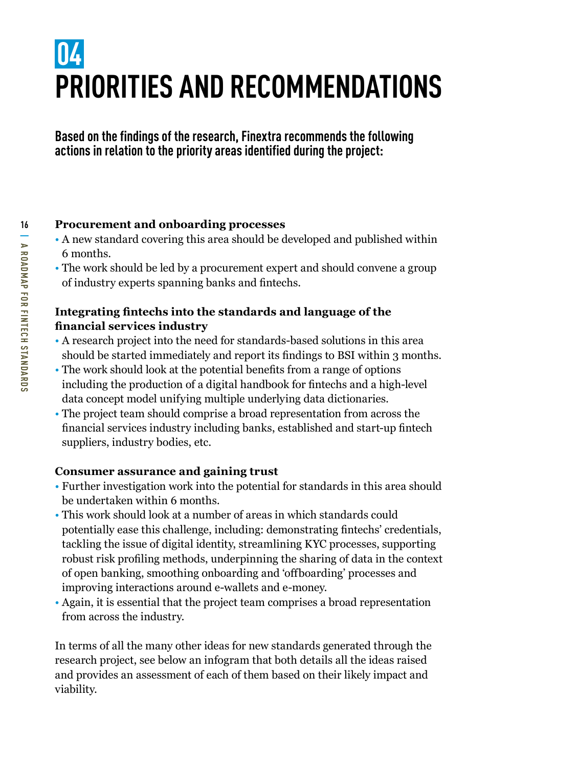# 04 PRIORITIES AND RECOMMENDATIONS

**Based on the findings of the research, Finextra recommends the following actions in relation to the priority areas identified during the project:**

**Procurement and onboarding processes**

- A new standard covering this area should be developed and published within 6 months.
- The work should be led by a procurement expert and should convene a group of industry experts spanning banks and fintechs.

**Integrating fintechs into the standards and language of the financial services industry**

- A research project into the need for standards-based solutions in this area should be started immediately and report its findings to BSI within 3 months.
- The work should look at the potential benefits from a range of options including the production of a digital handbook for fintechs and a high-level data concept model unifying multiple underlying data dictionaries.
- The project team should comprise a broad representation from across the financial services industry including banks, established and start-up fintech suppliers, industry bodies, etc.

**Consumer assurance and gaining trust**

- Further investigation work into the potential for standards in this area should be undertaken within 6 months.
- This work should look at a number of areas in which standards could potentially ease this challenge, including: demonstrating fintechs' credentials, tackling the issue of digital identity, streamlining KYC processes, supporting robust risk profiling methods, underpinning the sharing of data in the context of open banking, smoothing onboarding and 'offboarding' processes and improving interactions around e-wallets and e-money.
- Again, it is essential that the project team comprises a broad representation from across the industry.

In terms of all the many other ideas for new standards generated through the research project, see below an infogram that both details all the ideas raised and provides an assessment of each of them based on their likely impact and viability.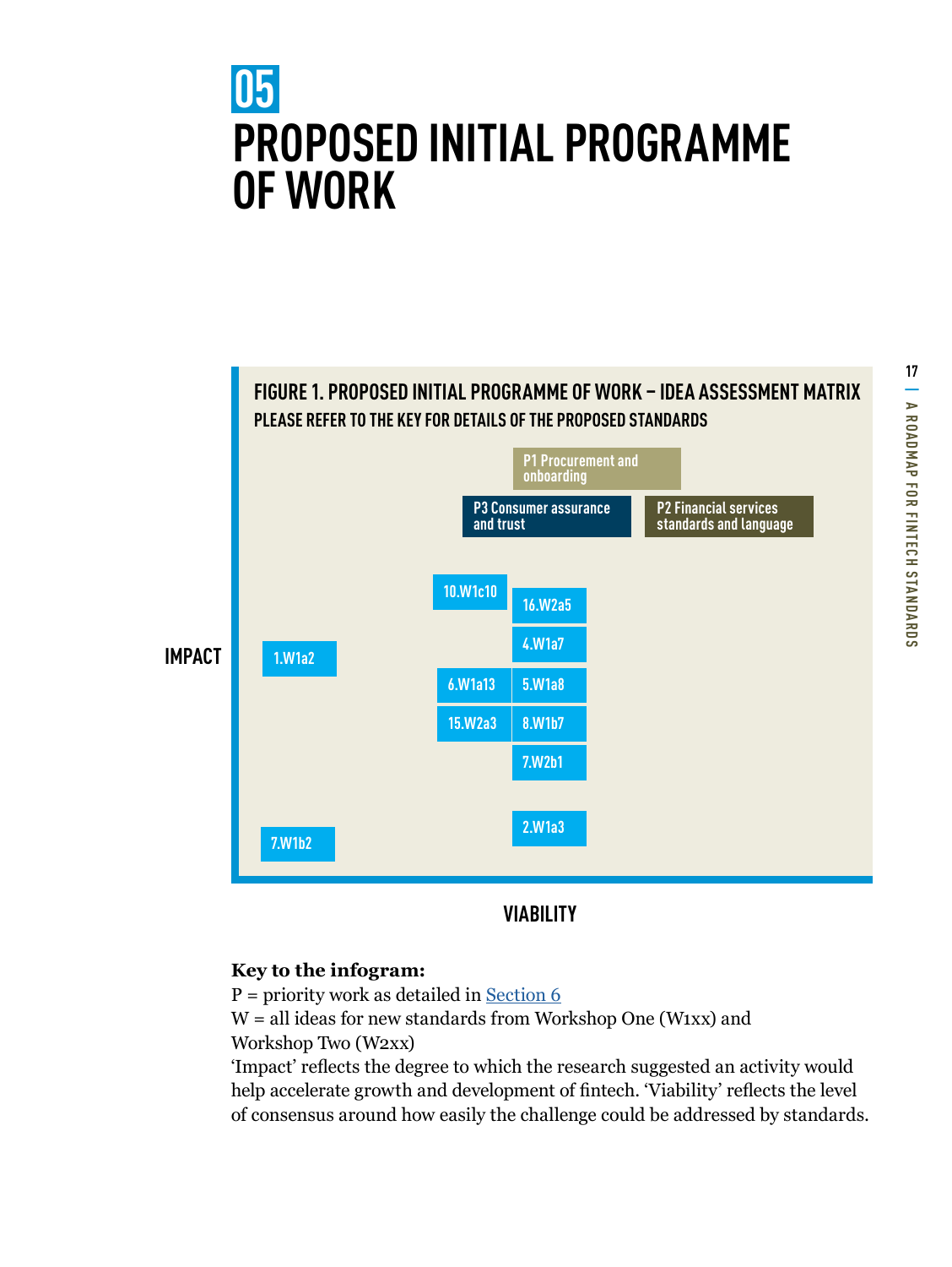# 05 PROPOSED INITIAL PROGRAMME OF WORK

**FIGURE 1. PROPOSED INITIAL PROGRAMME OF WORK – IDEA ASSESSMENT MATRIX**
**PLEASE REFER TO THE KEY FOR DETAILS OF THE PROPOSED STANDARDS**

P1 Procurement and onboarding

P3 Consumer assurance and trust

P2 Financial services standards and language

10.W1c10

16.W2a5

4.W1a7

1.W1a2

6.W1a13

5.W1a8

15.W2a3

8.W1b7

7.W2b1

2.W1a3

7.W1b2

IMPACT

VIABILITY

**Key to the infogram:**
P = priority work as detailed in Section 6
W = all ideas for new standards from Workshop One (W1xx) and Workshop Two (W2xx)
'Impact' reflects the degree to which the research suggested an activity would help accelerate growth and development of fintech. 'Viability' reflects the level of consensus around how easily the challenge could be addressed by standards.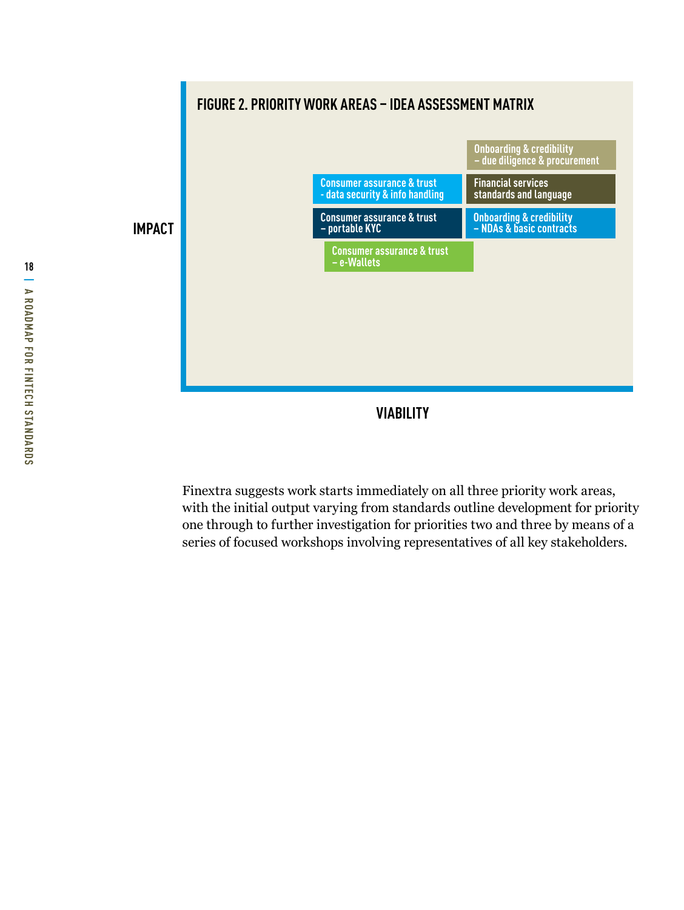## FIGURE 2. PRIORITY WORK AREAS – IDEA ASSESSMENT MATRIX

IMPACT

Onboarding & credibility – due diligence & procurement

Consumer assurance & trust - data security & info handling

Financial services standards and language

Consumer assurance & trust – portable KYC

Onboarding & credibility – NDAs & basic contracts

Consumer assurance & trust – e-Wallets

VIABILITY

Finextra suggests work starts immediately on all three priority work areas, with the initial output varying from standards outline development for priority one through to further investigation for priorities two and three by means of a series of focused workshops involving representatives of all key stakeholders.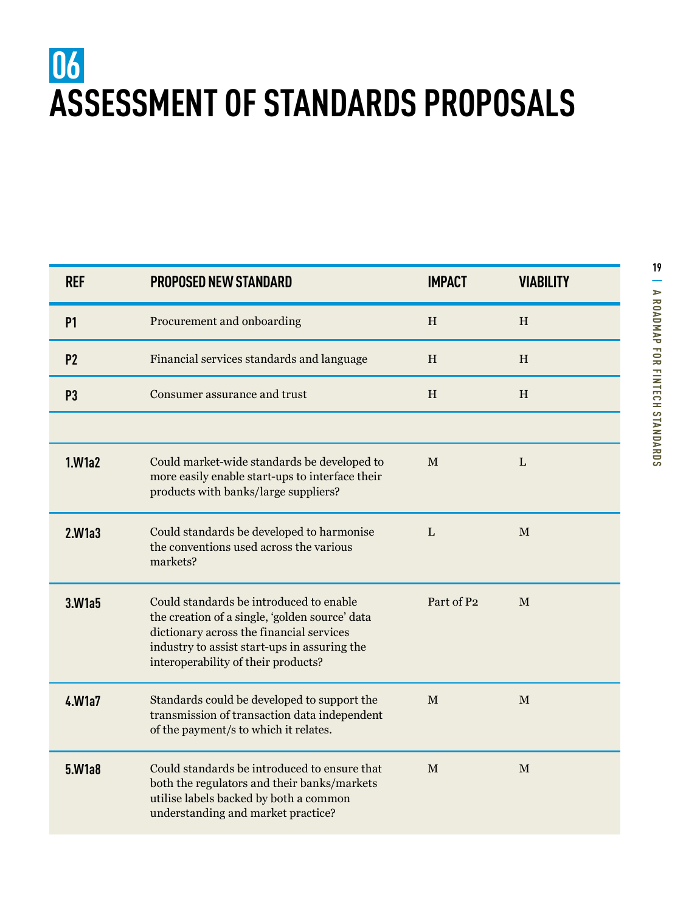# 06 ASSESSMENT OF STANDARDS PROPOSALS

| REF | PROPOSED NEW STANDARD | IMPACT | VIABILITY |
|---|---|---|---|
| P1 | Procurement and onboarding | H | H |
| P2 | Financial services standards and language | H | H |
| P3 | Consumer assurance and trust | H | H |
| | | | |
| 1.W1a2 | Could market-wide standards be developed to more easily enable start-ups to interface their products with banks/large suppliers? | M | L |
| 2.W1a3 | Could standards be developed to harmonise the conventions used across the various markets? | L | M |
| 3.W1a5 | Could standards be introduced to enable the creation of a single, 'golden source' data dictionary across the financial services industry to assist start-ups in assuring the interoperability of their products? | Part of P2 | M |
| 4.W1a7 | Standards could be developed to support the transmission of transaction data independent of the payment/s to which it relates. | M | M |
| 5.W1a8 | Could standards be introduced to ensure that both the regulators and their banks/markets utilise labels backed by both a common understanding and market practice? | M | M |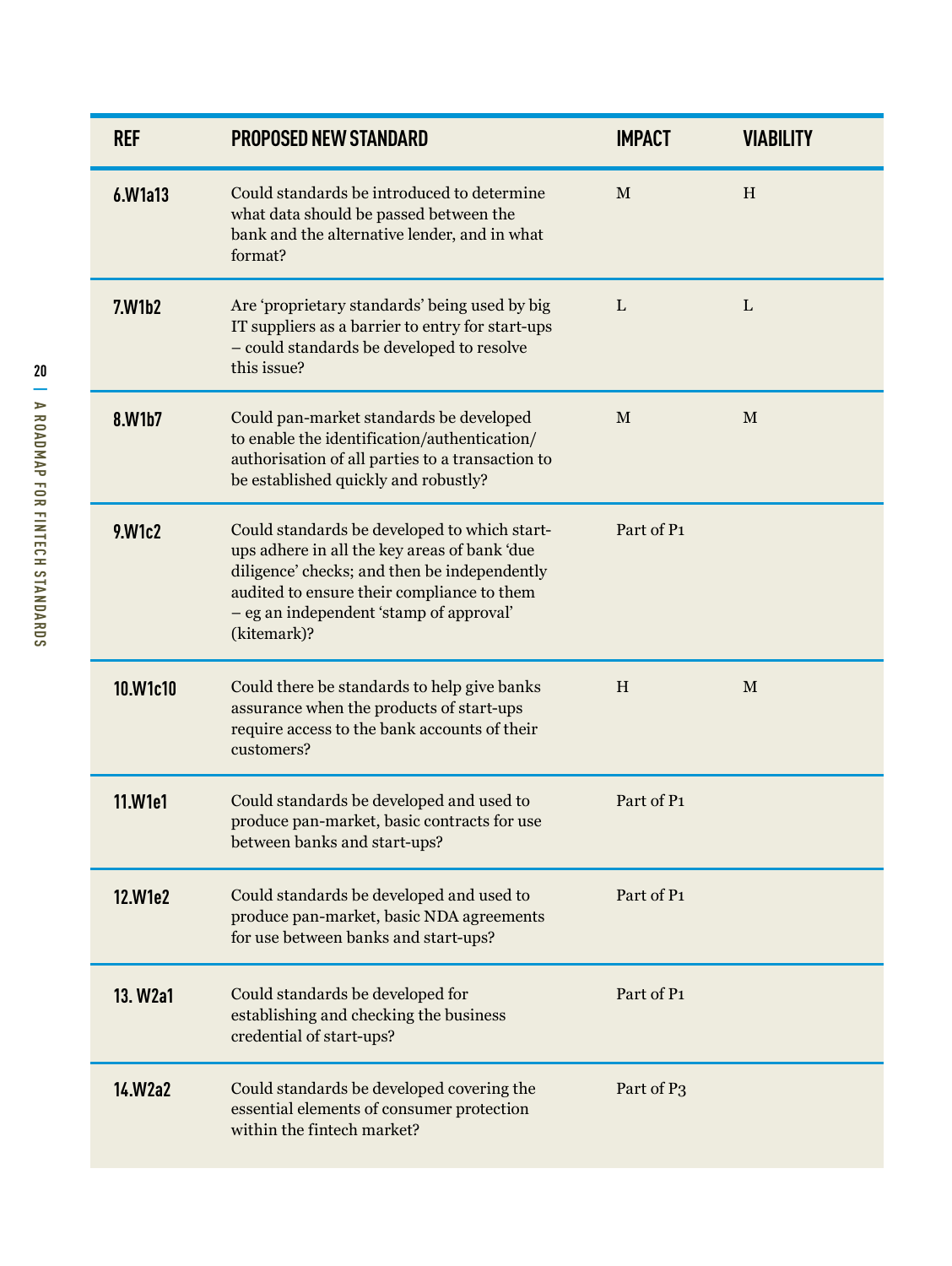| REF | PROPOSED NEW STANDARD | IMPACT | VIABILITY |
|---|---|---|---|
| 6.W1a13 | Could standards be introduced to determine what data should be passed between the bank and the alternative lender, and in what format? | M | H |
| 7.W1b2 | Are 'proprietary standards' being used by big IT suppliers as a barrier to entry for start-ups – could standards be developed to resolve this issue? | L | L |
| 8.W1b7 | Could pan-market standards be developed to enable the identification/authentication/ authorisation of all parties to a transaction to be established quickly and robustly? | M | M |
| 9.W1c2 | Could standards be developed to which start-ups adhere in all the key areas of bank 'due diligence' checks; and then be independently audited to ensure their compliance to them – eg an independent 'stamp of approval' (kitemark)? | Part of P1 | |
| 10.W1c10 | Could there be standards to help give banks assurance when the products of start-ups require access to the bank accounts of their customers? | H | M |
| 11.W1e1 | Could standards be developed and used to produce pan-market, basic contracts for use between banks and start-ups? | Part of P1 | |
| 12.W1e2 | Could standards be developed and used to produce pan-market, basic NDA agreements for use between banks and start-ups? | Part of P1 | |
| 13. W2a1 | Could standards be developed for establishing and checking the business credential of start-ups? | Part of P1 | |
| 14.W2a2 | Could standards be developed covering the essential elements of consumer protection within the fintech market? | Part of P3 | |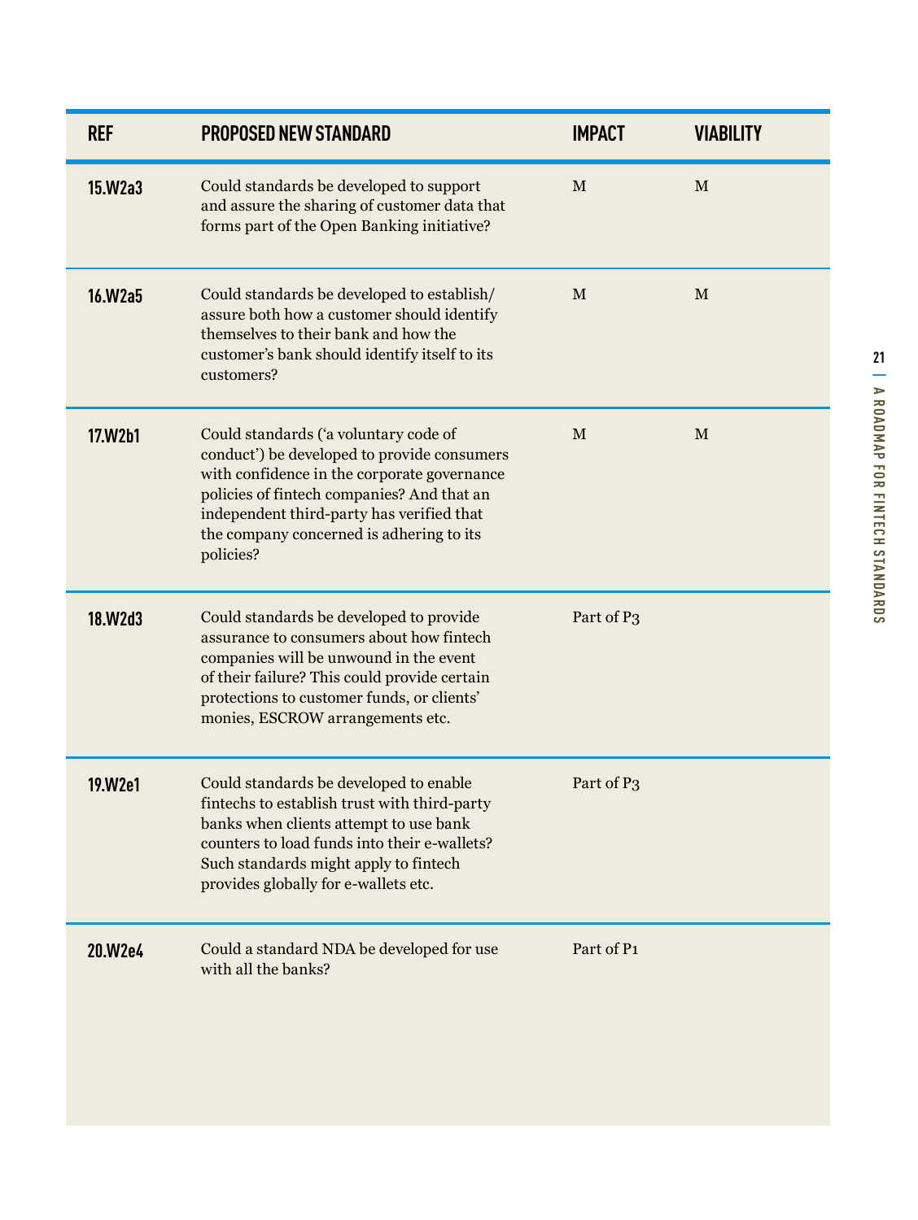| REF | PROPOSED NEW STANDARD | IMPACT | VIABILITY |
| --- | --- | --- | --- |
| 15.W2a3 | Could standards be developed to support and assure the sharing of customer data that forms part of the Open Banking initiative? | M | M |
| 16.W2a5 | Could standards be developed to establish/ assure both how a customer should identify themselves to their bank and how the customer's bank should identify itself to its customers? | M | M |
| 17.W2b1 | Could standards ('a voluntary code of conduct') be developed to provide consumers with confidence in the corporate governance policies of fintech companies? And that an independent third-party has verified that the company concerned is adhering to its policies? | M | M |
| 18.W2d3 | Could standards be developed to provide assurance to consumers about how fintech companies will be unwound in the event of their failure? This could provide certain protections to customer funds, or clients' monies, ESCROW arrangements etc. | Part of P3 | |
| 19.W2e1 | Could standards be developed to enable fintechs to establish trust with third-party banks when clients attempt to use bank counters to load funds into their e-wallets? Such standards might apply to fintech provides globally for e-wallets etc. | Part of P3 | |
| 20.W2e4 | Could a standard NDA be developed for use with all the banks? | Part of P1 | |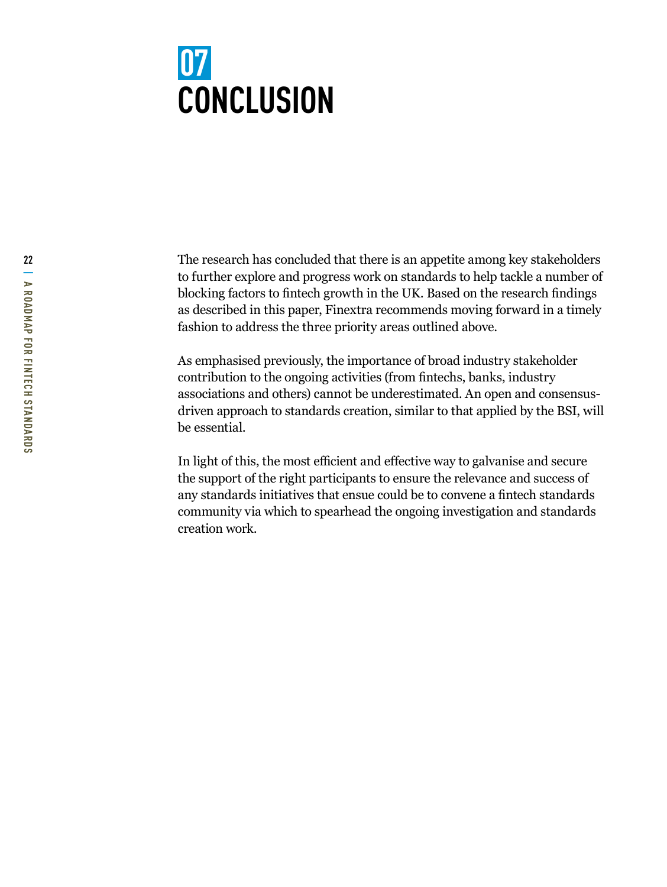# 07 CONCLUSION

The research has concluded that there is an appetite among key stakeholders to further explore and progress work on standards to help tackle a number of blocking factors to fintech growth in the UK. Based on the research findings as described in this paper, Finextra recommends moving forward in a timely fashion to address the three priority areas outlined above.

As emphasised previously, the importance of broad industry stakeholder contribution to the ongoing activities (from fintechs, banks, industry associations and others) cannot be underestimated. An open and consensus-driven approach to standards creation, similar to that applied by the BSI, will be essential.

In light of this, the most efficient and effective way to galvanise and secure the support of the right participants to ensure the relevance and success of any standards initiatives that ensue could be to convene a fintech standards community via which to spearhead the ongoing investigation and standards creation work.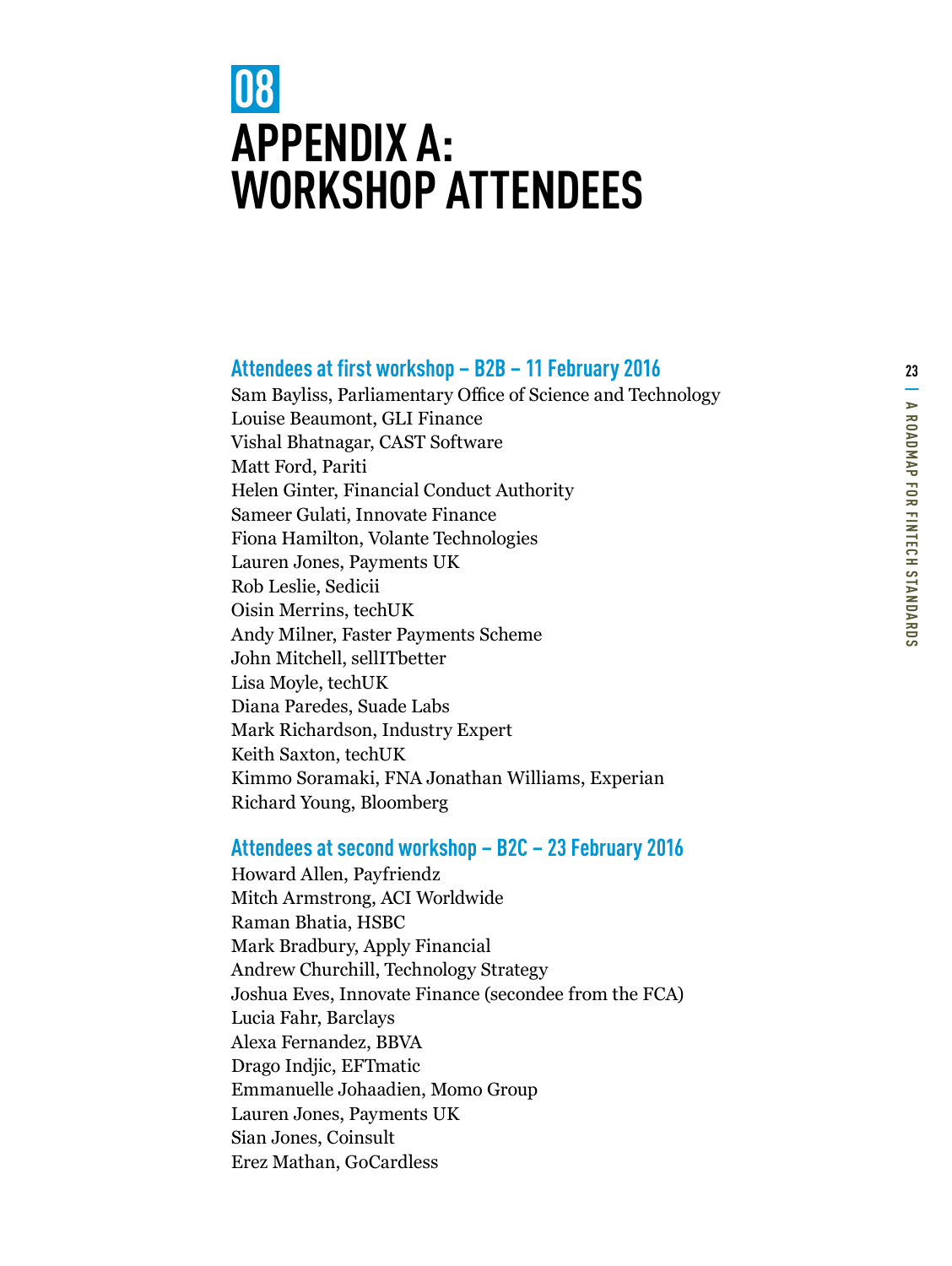# 08

# APPENDIX A: WORKSHOP ATTENDEES

### Attendees at first workshop – B2B – 11 February 2016

Sam Bayliss, Parliamentary Office of Science and Technology
Louise Beaumont, GLI Finance
Vishal Bhatnagar, CAST Software
Matt Ford, Pariti
Helen Ginter, Financial Conduct Authority
Sameer Gulati, Innovate Finance
Fiona Hamilton, Volante Technologies
Lauren Jones, Payments UK
Rob Leslie, Sedicii
Oisin Merrins, techUK
Andy Milner, Faster Payments Scheme
John Mitchell, sellITbetter
Lisa Moyle, techUK
Diana Paredes, Suade Labs
Mark Richardson, Industry Expert
Keith Saxton, techUK
Kimmo Soramaki, FNA Jonathan Williams, Experian
Richard Young, Bloomberg

### Attendees at second workshop – B2C – 23 February 2016

Howard Allen, Payfriendz
Mitch Armstrong, ACI Worldwide
Raman Bhatia, HSBC
Mark Bradbury, Apply Financial
Andrew Churchill, Technology Strategy
Joshua Eves, Innovate Finance (secondee from the FCA)
Lucia Fahr, Barclays
Alexa Fernandez, BBVA
Drago Indjic, EFTmatic
Emmanuelle Johaadien, Momo Group
Lauren Jones, Payments UK
Sian Jones, Coinsult
Erez Mathan, GoCardless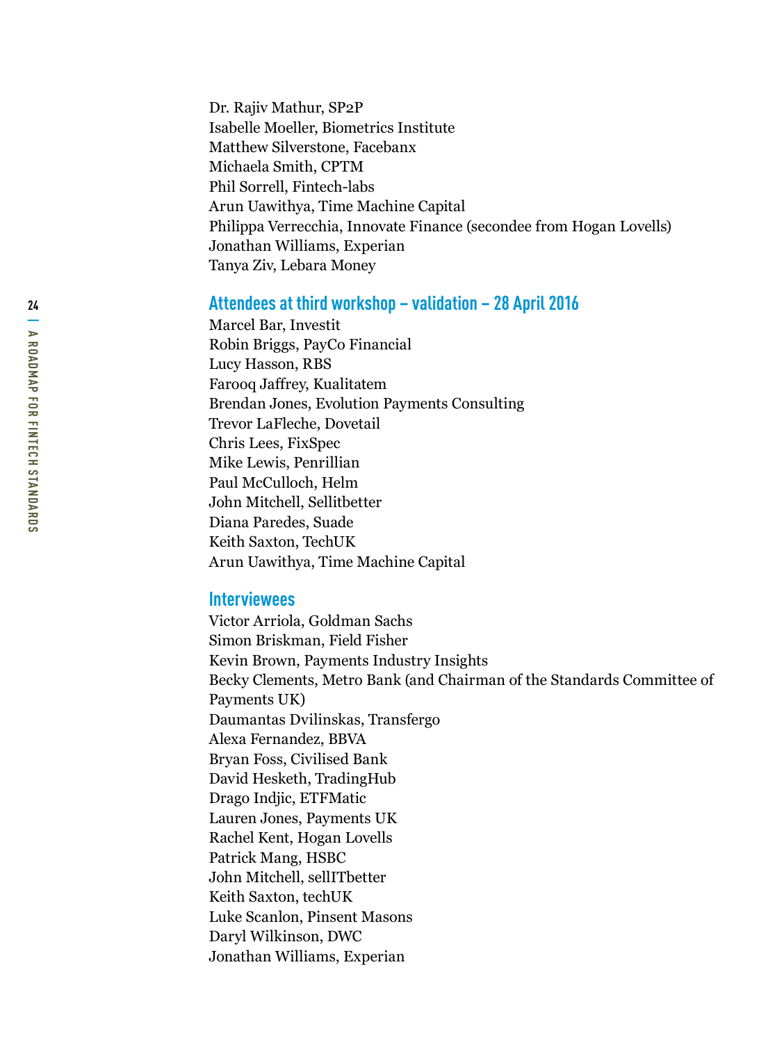Dr. Rajiv Mathur, SP2P
Isabelle Moeller, Biometrics Institute
Matthew Silverstone, Facebanx
Michaela Smith, CPTM
Phil Sorrell, Fintech-labs
Arun Uawithya, Time Machine Capital
Philippa Verrecchia, Innovate Finance (secondee from Hogan Lovells)
Jonathan Williams, Experian
Tanya Ziv, Lebara Money

## Attendees at third workshop – validation – 28 April 2016

Marcel Bar, Investit
Robin Briggs, PayCo Financial
Lucy Hasson, RBS
Farooq Jaffrey, Kualitatem
Brendan Jones, Evolution Payments Consulting
Trevor LaFleche, Dovetail
Chris Lees, FixSpec
Mike Lewis, Penrillian
Paul McCulloch, Helm
John Mitchell, Sellitbetter
Diana Paredes, Suade
Keith Saxton, TechUK
Arun Uawithya, Time Machine Capital

## Interviewees

Victor Arriola, Goldman Sachs
Simon Briskman, Field Fisher
Kevin Brown, Payments Industry Insights
Becky Clements, Metro Bank (and Chairman of the Standards Committee of Payments UK)
Daumantas Dvilinskas, Transfergo
Alexa Fernandez, BBVA
Bryan Foss, Civilised Bank
David Hesketh, TradingHub
Drago Indjic, ETFMatic
Lauren Jones, Payments UK
Rachel Kent, Hogan Lovells
Patrick Mang, HSBC
John Mitchell, sellITbetter
Keith Saxton, techUK
Luke Scanlon, Pinsent Masons
Daryl Wilkinson, DWC
Jonathan Williams, Experian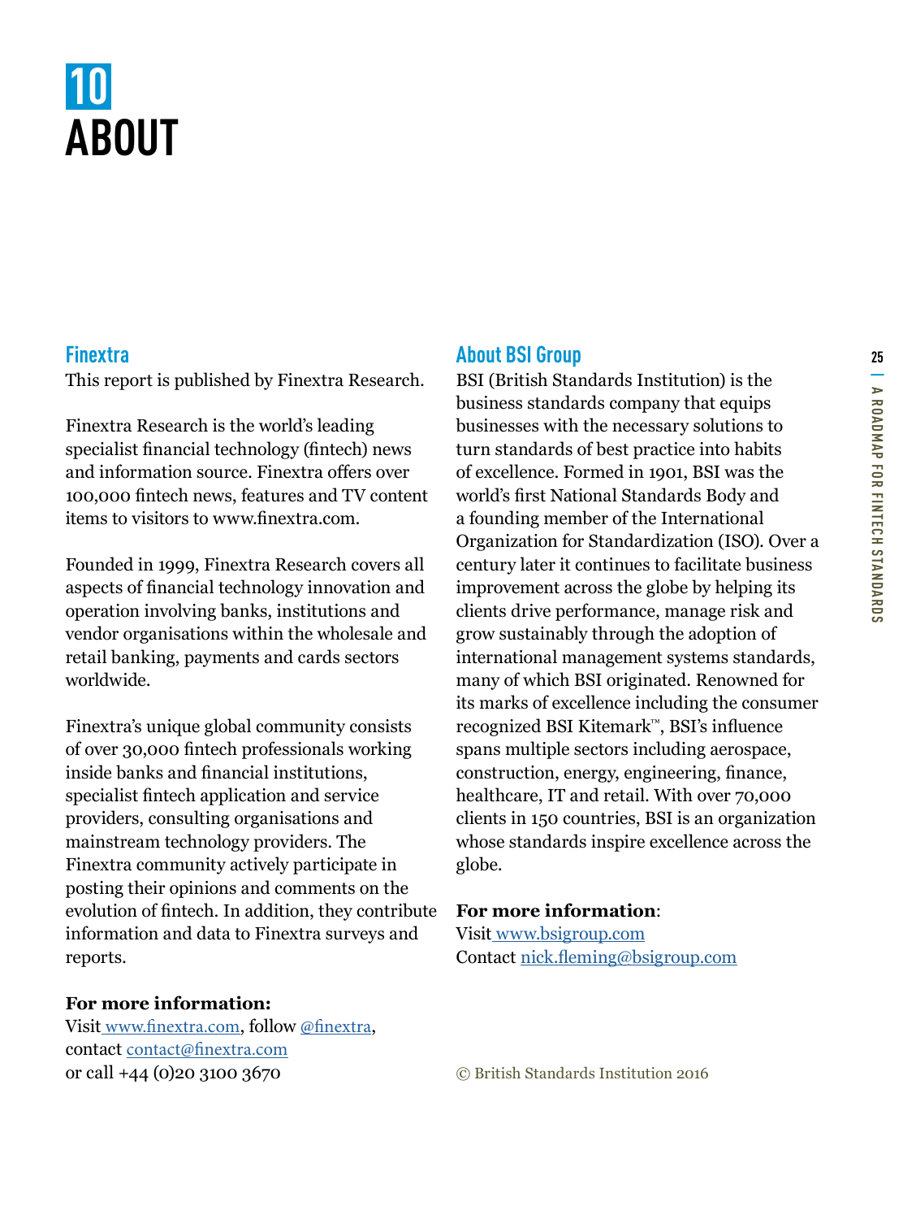# 10 ABOUT

## Finextra

This report is published by Finextra Research.

Finextra Research is the world's leading specialist financial technology (fintech) news and information source. Finextra offers over 100,000 fintech news, features and TV content items to visitors to www.finextra.com.

Founded in 1999, Finextra Research covers all aspects of financial technology innovation and operation involving banks, institutions and vendor organisations within the wholesale and retail banking, payments and cards sectors worldwide.

Finextra's unique global community consists of over 30,000 fintech professionals working inside banks and financial institutions, specialist fintech application and service providers, consulting organisations and mainstream technology providers. The Finextra community actively participate in posting their opinions and comments on the evolution of fintech. In addition, they contribute information and data to Finextra surveys and reports.

**For more information:**
Visit www.finextra.com, follow @finextra, contact contact@finextra.com or call +44 (0)20 3100 3670

## About BSI Group

BSI (British Standards Institution) is the business standards company that equips businesses with the necessary solutions to turn standards of best practice into habits of excellence. Formed in 1901, BSI was the world's first National Standards Body and a founding member of the International Organization for Standardization (ISO). Over a century later it continues to facilitate business improvement across the globe by helping its clients drive performance, manage risk and grow sustainably through the adoption of international management systems standards, many of which BSI originated. Renowned for its marks of excellence including the consumer recognized BSI Kitemark™, BSI's influence spans multiple sectors including aerospace, construction, energy, engineering, finance, healthcare, IT and retail. With over 70,000 clients in 150 countries, BSI is an organization whose standards inspire excellence across the globe.

**For more information**:
Visit www.bsigroup.com
Contact nick.fleming@bsigroup.com

© British Standards Institution 2016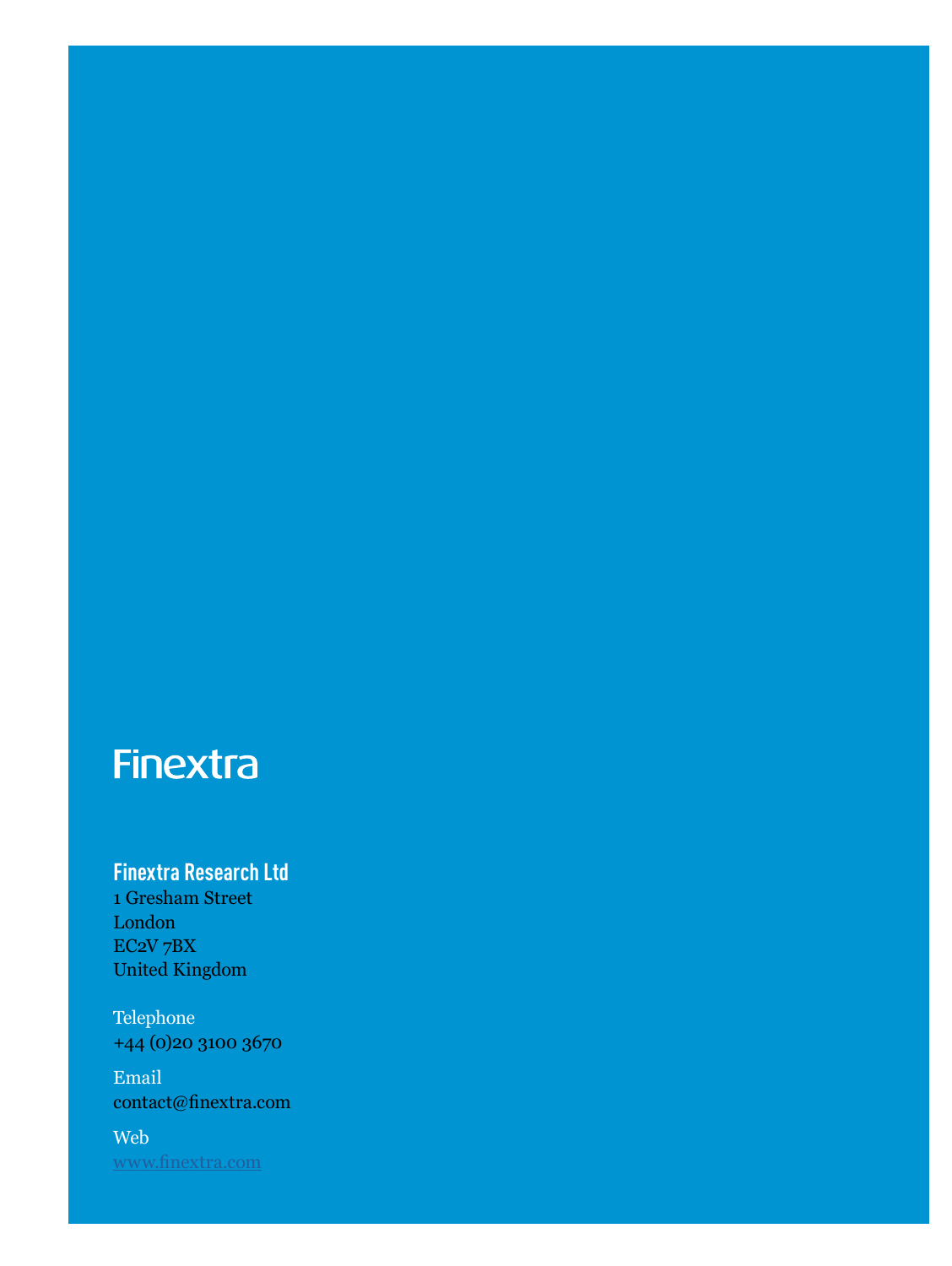Finextra

**Finextra Research Ltd**
1 Gresham Street
London
EC2V 7BX
United Kingdom

Telephone
+44 (0)20 3100 3670

Email
contact@finextra.com

Web
www.finextra.com